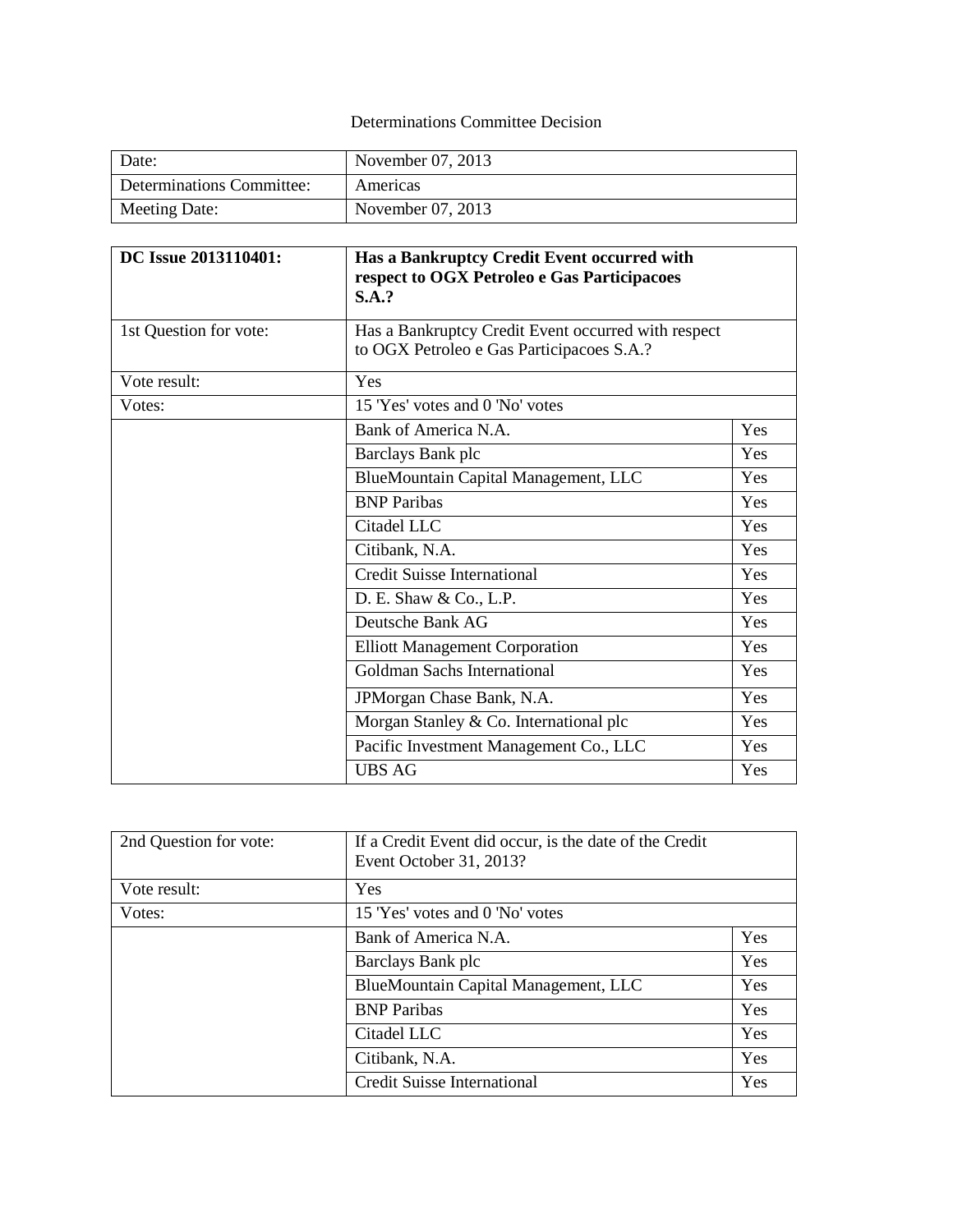Determinations Committee Decision

| Date: | November 07, 2013 |
| --- | --- |
| Determinations Committee: | Americas |
| Meeting Date: | November 07, 2013 |

| **DC Issue 2013110401:** | **Has a Bankruptcy Credit Event occurred with respect to OGX Petroleo e Gas Participacoes S.A.?** | |
| --- | --- | --- |
| 1st Question for vote: | Has a Bankruptcy Credit Event occurred with respect to OGX Petroleo e Gas Participacoes S.A.? | |
| Vote result: | Yes | |
| Votes: | 15 'Yes' votes and 0 'No' votes | |
| | Bank of America N.A. | Yes |
| | Barclays Bank plc | Yes |
| | BlueMountain Capital Management, LLC | Yes |
| | BNP Paribas | Yes |
| | Citadel LLC | Yes |
| | Citibank, N.A. | Yes |
| | Credit Suisse International | Yes |
| | D. E. Shaw & Co., L.P. | Yes |
| | Deutsche Bank AG | Yes |
| | Elliott Management Corporation | Yes |
| | Goldman Sachs International | Yes |
| | JPMorgan Chase Bank, N.A. | Yes |
| | Morgan Stanley & Co. International plc | Yes |
| | Pacific Investment Management Co., LLC | Yes |
| | UBS AG | Yes |

| 2nd Question for vote: | If a Credit Event did occur, is the date of the Credit Event October 31, 2013? | |
| --- | --- | --- |
| Vote result: | Yes | |
| Votes: | 15 'Yes' votes and 0 'No' votes | |
| | Bank of America N.A. | Yes |
| | Barclays Bank plc | Yes |
| | BlueMountain Capital Management, LLC | Yes |
| | BNP Paribas | Yes |
| | Citadel LLC | Yes |
| | Citibank, N.A. | Yes |
| | Credit Suisse International | Yes |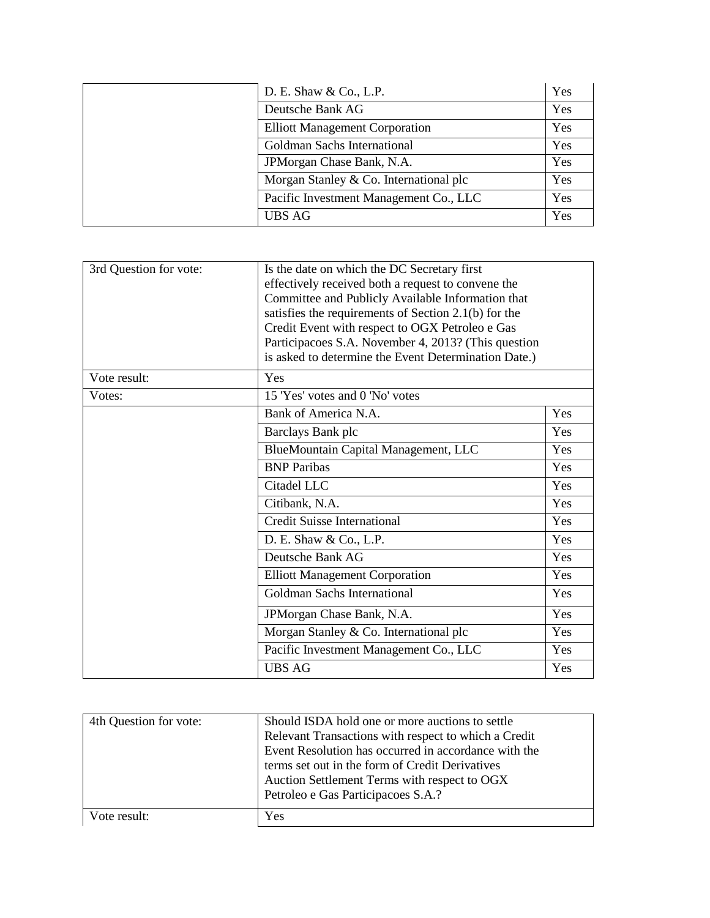| | | |
|---|---|---|
| | D. E. Shaw & Co., L.P. | Yes |
| | Deutsche Bank AG | Yes |
| | Elliott Management Corporation | Yes |
| | Goldman Sachs International | Yes |
| | JPMorgan Chase Bank, N.A. | Yes |
| | Morgan Stanley & Co. International plc | Yes |
| | Pacific Investment Management Co., LLC | Yes |
| | UBS AG | Yes |

| | | |
|---|---|---|
| 3rd Question for vote: | Is the date on which the DC Secretary first effectively received both a request to convene the Committee and Publicly Available Information that satisfies the requirements of Section 2.1(b) for the Credit Event with respect to OGX Petroleo e Gas Participacoes S.A. November 4, 2013? (This question is asked to determine the Event Determination Date.) | |
| Vote result: | Yes | |
| Votes: | 15 'Yes' votes and 0 'No' votes | |
| | Bank of America N.A. | Yes |
| | Barclays Bank plc | Yes |
| | BlueMountain Capital Management, LLC | Yes |
| | BNP Paribas | Yes |
| | Citadel LLC | Yes |
| | Citibank, N.A. | Yes |
| | Credit Suisse International | Yes |
| | D. E. Shaw & Co., L.P. | Yes |
| | Deutsche Bank AG | Yes |
| | Elliott Management Corporation | Yes |
| | Goldman Sachs International | Yes |
| | JPMorgan Chase Bank, N.A. | Yes |
| | Morgan Stanley & Co. International plc | Yes |
| | Pacific Investment Management Co., LLC | Yes |
| | UBS AG | Yes |

| | |
|---|---|
| 4th Question for vote: | Should ISDA hold one or more auctions to settle Relevant Transactions with respect to which a Credit Event Resolution has occurred in accordance with the terms set out in the form of Credit Derivatives Auction Settlement Terms with respect to OGX Petroleo e Gas Participacoes S.A.? |
| Vote result: | Yes |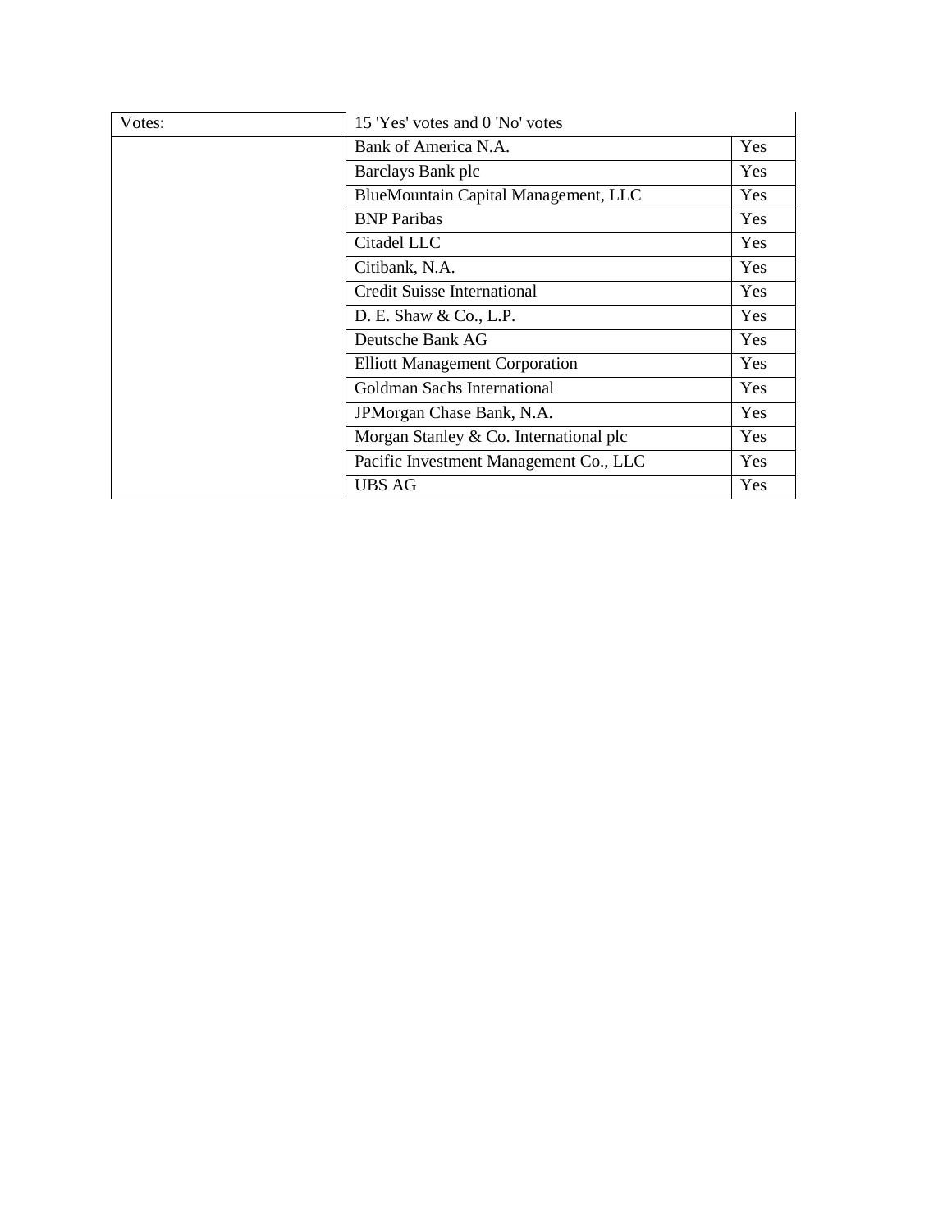| | | |
|---|---|---|
| Votes: | 15 'Yes' votes and 0 'No' votes | |
| | Bank of America N.A. | Yes |
| | Barclays Bank plc | Yes |
| | BlueMountain Capital Management, LLC | Yes |
| | BNP Paribas | Yes |
| | Citadel LLC | Yes |
| | Citibank, N.A. | Yes |
| | Credit Suisse International | Yes |
| | D. E. Shaw & Co., L.P. | Yes |
| | Deutsche Bank AG | Yes |
| | Elliott Management Corporation | Yes |
| | Goldman Sachs International | Yes |
| | JPMorgan Chase Bank, N.A. | Yes |
| | Morgan Stanley & Co. International plc | Yes |
| | Pacific Investment Management Co., LLC | Yes |
| | UBS AG | Yes |